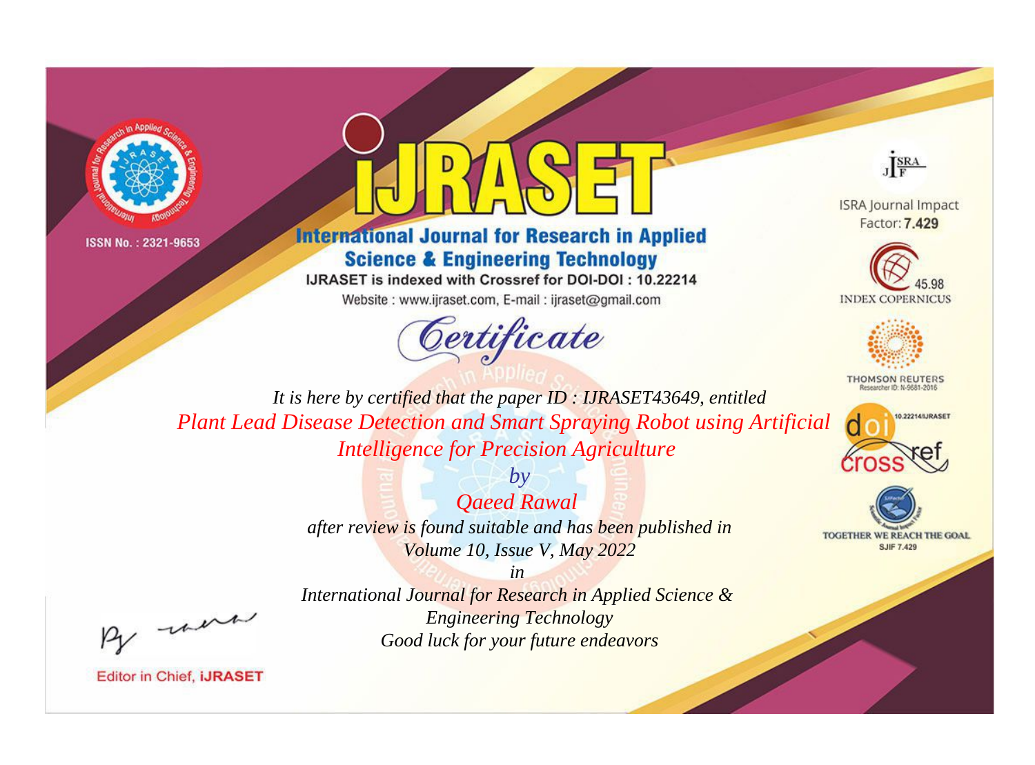ISSN No. : 2321-9653

# iJRASET

## International Journal for Research in Applied Science & Engineering Technology

IJRASET is indexed with Crossref for DOI-DOI : 10.22214

Website : www.ijraset.com, E-mail : ijraset@gmail.com

ISRA Journal Impact Factor: **7.429**

45.98 INDEX COPERNICUS

THOMSON REUTERS Researcher ID: N-9681-2016

10.22214/IJRASET

TOGETHER WE REACH THE GOAL SJIF 7.429

# *Certificate*

*It is here by certified that the paper ID : IJRASET43649, entitled*

*Plant Lead Disease Detection and Smart Spraying Robot using Artificial Intelligence for Precision Agriculture*

*by*

*Qaeed Rawal*

*after review is found suitable and has been published in*

*Volume 10, Issue V, May 2022*

*in*

*International Journal for Research in Applied Science & Engineering Technology*

*Good luck for your future endeavors*

Editor in Chief, **iJRASET**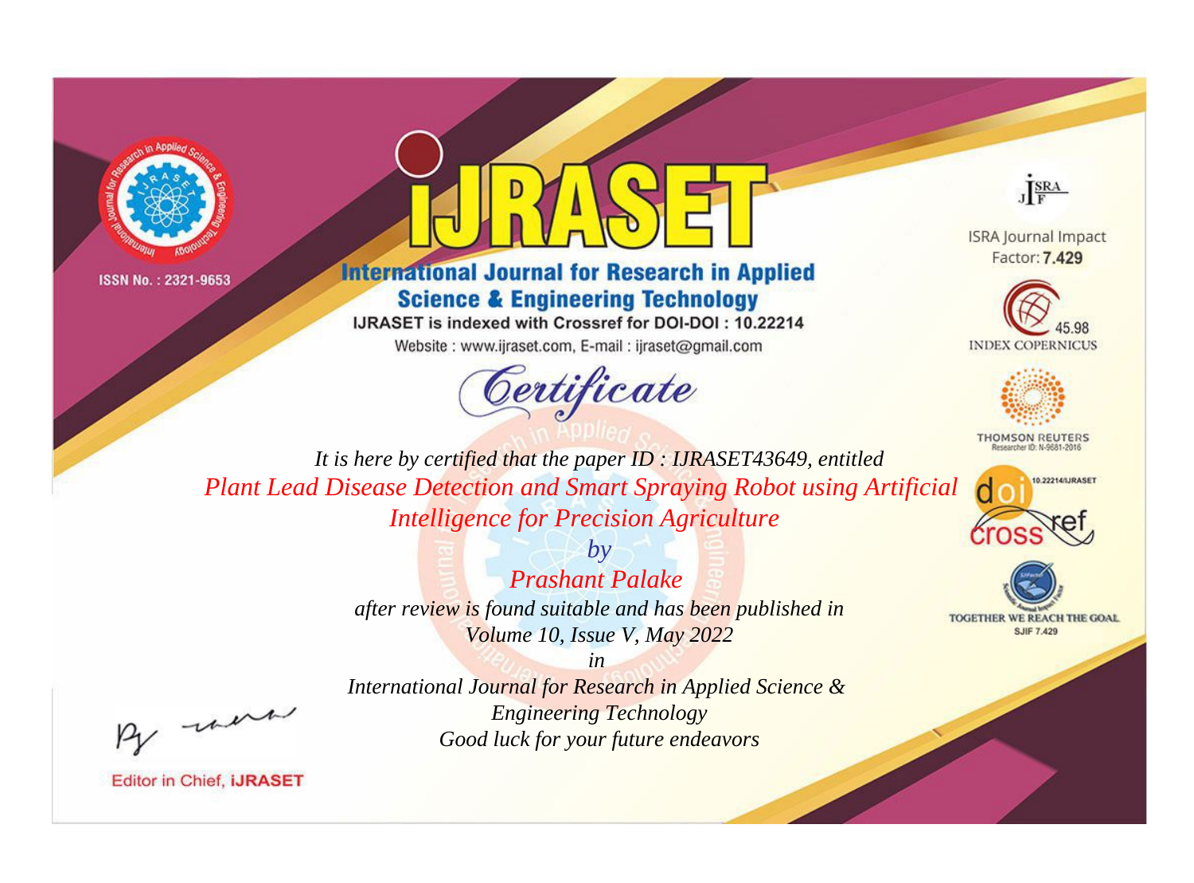ISSN No. : 2321-9653

# iJRASET

## International Journal for Research in Applied Science & Engineering Technology

IJRASET is indexed with Crossref for DOI-DOI : 10.22214

Website : www.ijraset.com, E-mail : ijraset@gmail.com

ISRA Journal Impact Factor: **7.429**

45.98 INDEX COPERNICUS

THOMSON REUTERS Researcher ID: N-9681-2016

10.22214/IJRASET

TOGETHER WE REACH THE GOAL SJIF 7.429

*Certificate*

*It is here by certified that the paper ID : IJRASET43649, entitled*

*Plant Lead Disease Detection and Smart Spraying Robot using Artificial Intelligence for Precision Agriculture*

*by*

*Prashant Palake*

*after review is found suitable and has been published in*

*Volume 10, Issue V, May 2022*

*in*

*International Journal for Research in Applied Science & Engineering Technology*

*Good luck for your future endeavors*

Editor in Chief, **iJRASET**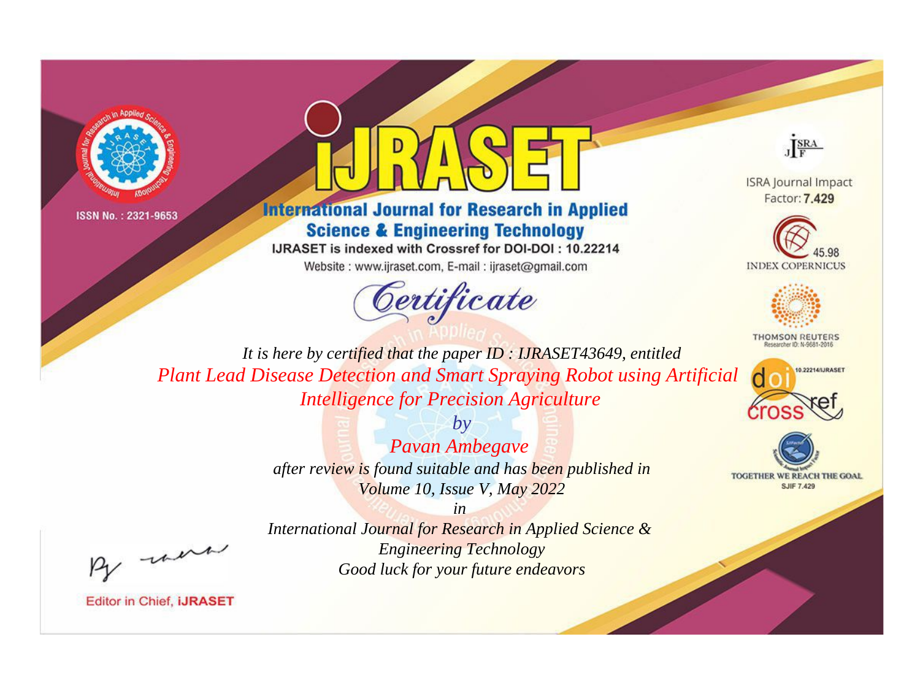ISSN No. : 2321-9653

# IJRASET

## International Journal for Research in Applied Science & Engineering Technology

IJRASET is indexed with Crossref for DOI-DOI : 10.22214

Website : www.ijraset.com, E-mail : ijraset@gmail.com

ISRA Journal Impact Factor: **7.429**

45.98 INDEX COPERNICUS

THOMSON REUTERS Researcher ID: N-9681-2016

10.22214/IJRASET

TOGETHER WE REACH THE GOAL SJIF 7.429

*Certificate*

*It is here by certified that the paper ID : IJRASET43649, entitled*

*Plant Lead Disease Detection and Smart Spraying Robot using Artificial Intelligence for Precision Agriculture*

*by*

*Pavan Ambegave*

*after review is found suitable and has been published in*

*Volume 10, Issue V, May 2022*

*in*

*International Journal for Research in Applied Science & Engineering Technology*

*Good luck for your future endeavors*

Editor in Chief, **iJRASET**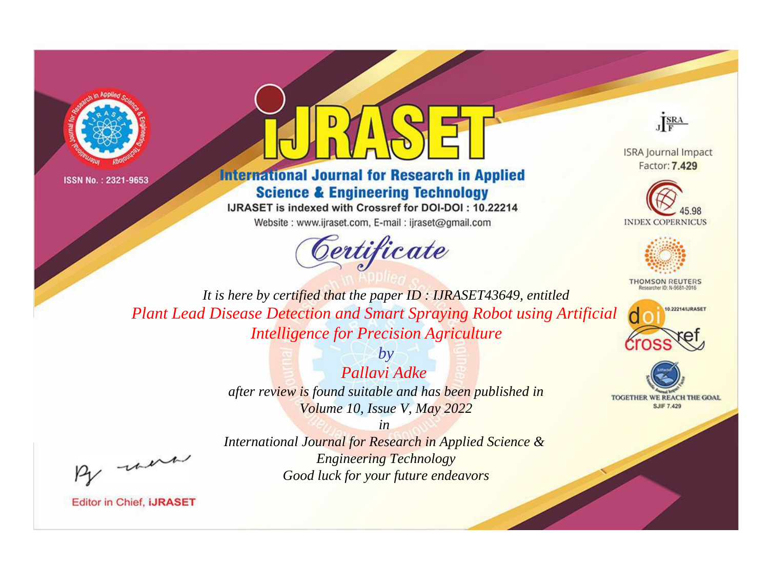ISSN No. : 2321-9653

# iJRASET

## International Journal for Research in Applied Science & Engineering Technology

IJRASET is indexed with Crossref for DOI-DOI : 10.22214

Website : www.ijraset.com, E-mail : ijraset@gmail.com

*Certificate*

ISRA Journal Impact Factor: **7.429**

45.98 INDEX COPERNICUS

THOMSON REUTERS Researcher ID: N-9681-2016

10.22214/IJRASET

TOGETHER WE REACH THE GOAL SJIF 7.429

*It is here by certified that the paper ID : IJRASET43649, entitled*

*Plant Lead Disease Detection and Smart Spraying Robot using Artificial Intelligence for Precision Agriculture*

*by*

*Pallavi Adke*

*after review is found suitable and has been published in*

*Volume 10, Issue V, May 2022*

*in*

*International Journal for Research in Applied Science & Engineering Technology*

*Good luck for your future endeavors*

Editor in Chief, **iJRASET**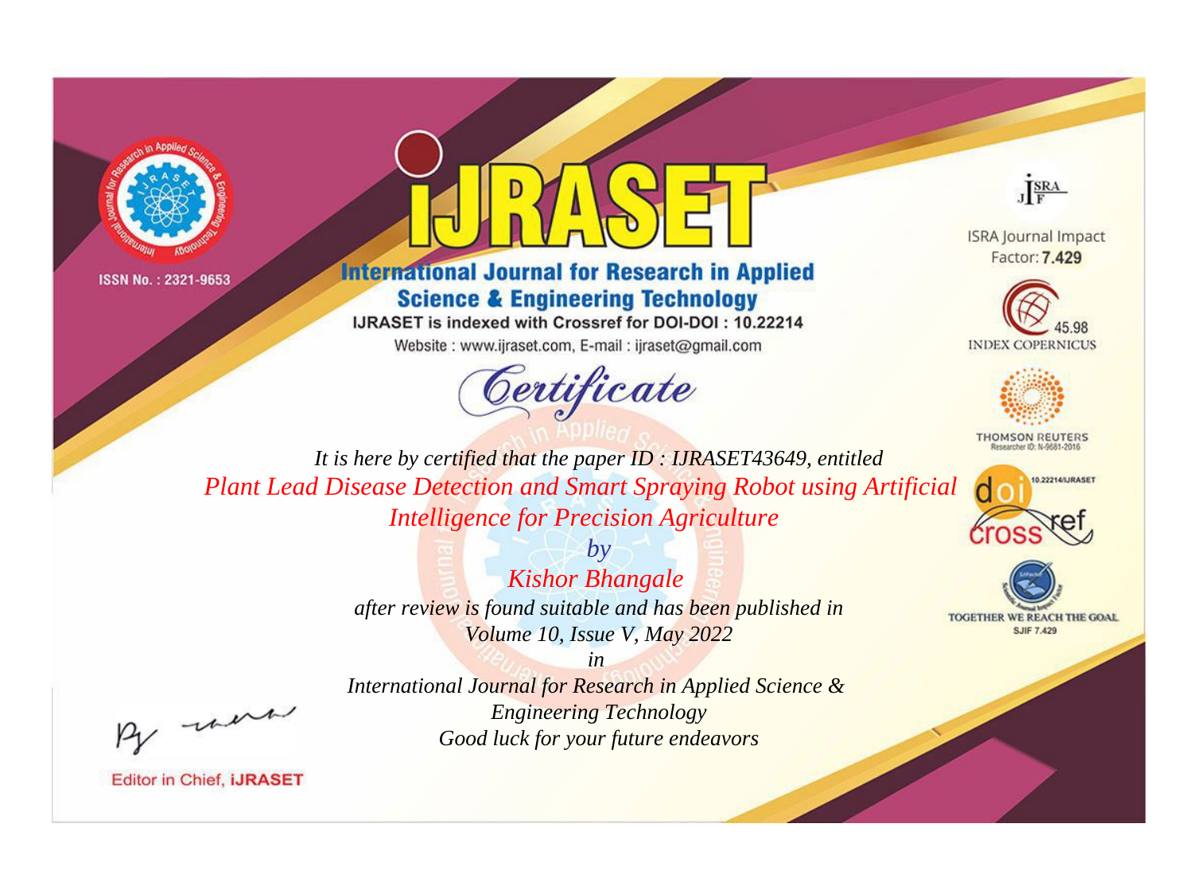ISSN No. : 2321-9653

# iJRASET

## International Journal for Research in Applied Science & Engineering Technology

IJRASET is indexed with Crossref for DOI-DOI : 10.22214

Website : www.ijraset.com, E-mail : ijraset@gmail.com

ISRA Journal Impact Factor: **7.429**

45.98 INDEX COPERNICUS

THOMSON REUTERS Researcher ID: N-9681-2016

10.22214/IJRASET

TOGETHER WE REACH THE GOAL SJIF 7.429

*Certificate*

*It is here by certified that the paper ID : IJRASET43649, entitled*

*Plant Lead Disease Detection and Smart Spraying Robot using Artificial Intelligence for Precision Agriculture*

*by*

*Kishor Bhangale*

*after review is found suitable and has been published in*

*Volume 10, Issue V, May 2022*

*in*

*International Journal for Research in Applied Science & Engineering Technology*

*Good luck for your future endeavors*

Editor in Chief, **iJRASET**